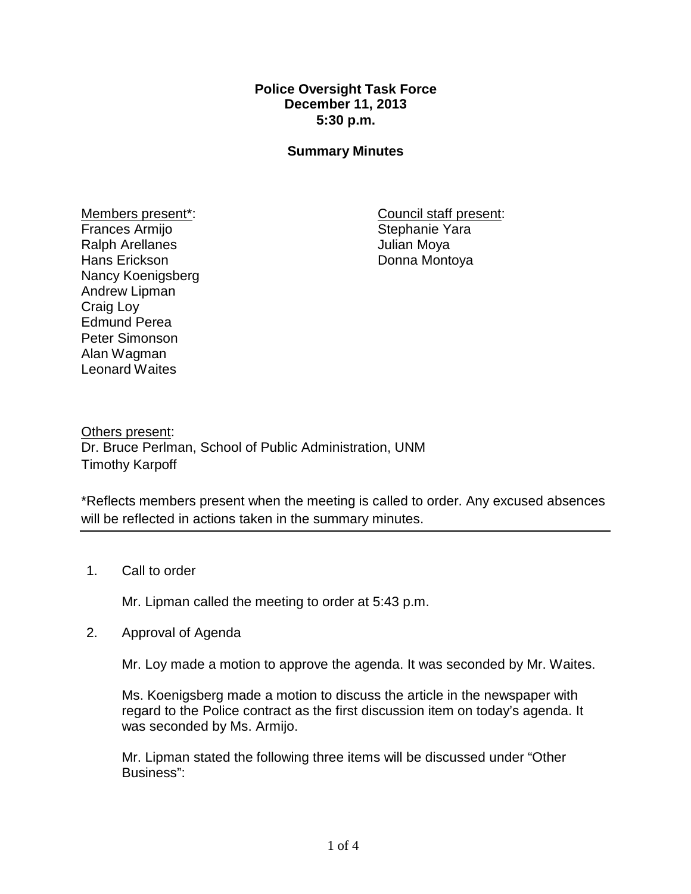**Police Oversight Task Force**
**December 11, 2013**
**5:30 p.m.**

**Summary Minutes**

Members present*:
Frances Armijo
Ralph Arellanes
Hans Erickson
Nancy Koenigsberg
Andrew Lipman
Craig Loy
Edmund Perea
Peter Simonson
Alan Wagman
Leonard Waites

Council staff present:
Stephanie Yara
Julian Moya
Donna Montoya

Others present:
Dr. Bruce Perlman, School of Public Administration, UNM
Timothy Karpoff

*Reflects members present when the meeting is called to order. Any excused absences will be reflected in actions taken in the summary minutes.

---

1. Call to order

   Mr. Lipman called the meeting to order at 5:43 p.m.

2. Approval of Agenda

   Mr. Loy made a motion to approve the agenda. It was seconded by Mr. Waites.

   Ms. Koenigsberg made a motion to discuss the article in the newspaper with regard to the Police contract as the first discussion item on today's agenda. It was seconded by Ms. Armijo.

   Mr. Lipman stated the following three items will be discussed under "Other Business":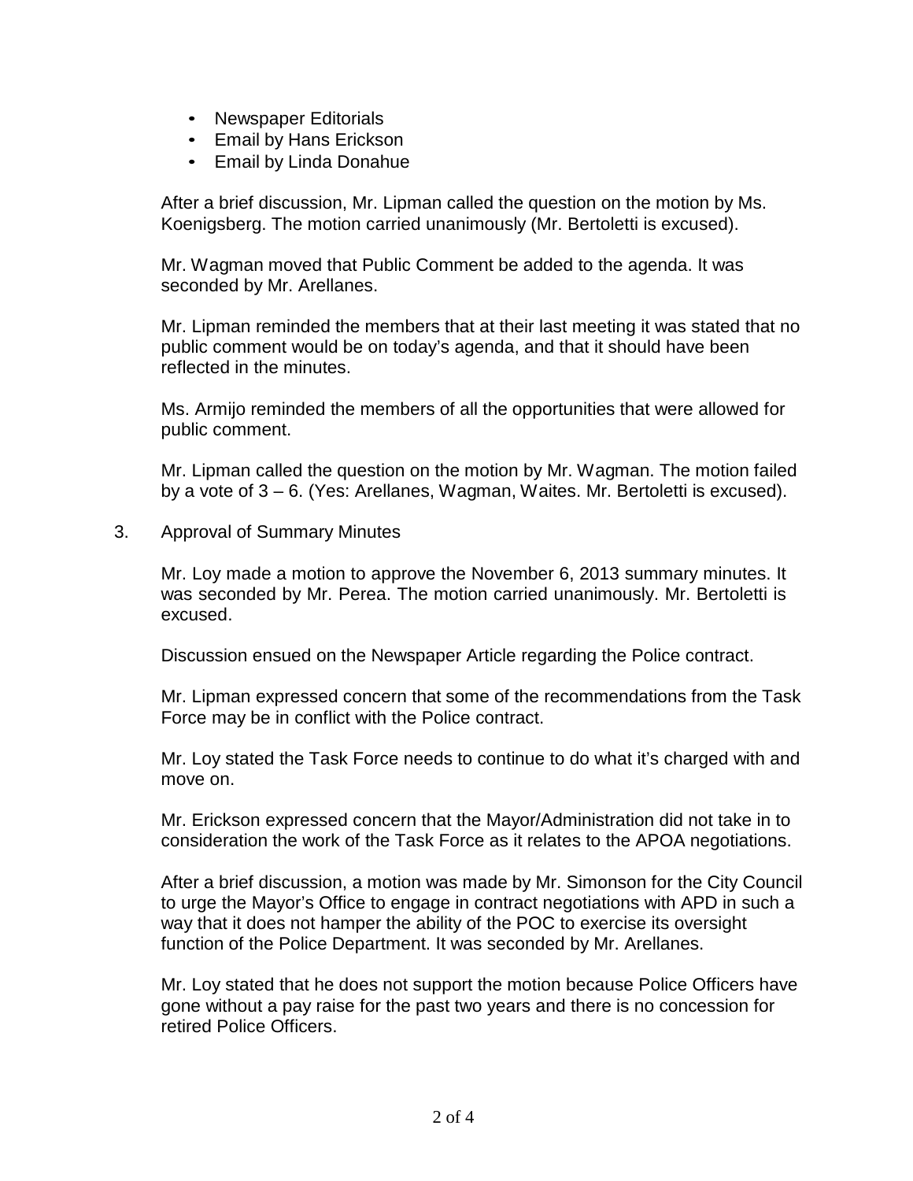- Newspaper Editorials
- Email by Hans Erickson
- Email by Linda Donahue

After a brief discussion, Mr. Lipman called the question on the motion by Ms. Koenigsberg. The motion carried unanimously (Mr. Bertoletti is excused).

Mr. Wagman moved that Public Comment be added to the agenda. It was seconded by Mr. Arellanes.

Mr. Lipman reminded the members that at their last meeting it was stated that no public comment would be on today's agenda, and that it should have been reflected in the minutes.

Ms. Armijo reminded the members of all the opportunities that were allowed for public comment.

Mr. Lipman called the question on the motion by Mr. Wagman. The motion failed by a vote of 3 – 6. (Yes: Arellanes, Wagman, Waites. Mr. Bertoletti is excused).

3. Approval of Summary Minutes

   Mr. Loy made a motion to approve the November 6, 2013 summary minutes. It was seconded by Mr. Perea. The motion carried unanimously. Mr. Bertoletti is excused.

   Discussion ensued on the Newspaper Article regarding the Police contract.

   Mr. Lipman expressed concern that some of the recommendations from the Task Force may be in conflict with the Police contract.

   Mr. Loy stated the Task Force needs to continue to do what it's charged with and move on.

   Mr. Erickson expressed concern that the Mayor/Administration did not take in to consideration the work of the Task Force as it relates to the APOA negotiations.

   After a brief discussion, a motion was made by Mr. Simonson for the City Council to urge the Mayor's Office to engage in contract negotiations with APD in such a way that it does not hamper the ability of the POC to exercise its oversight function of the Police Department. It was seconded by Mr. Arellanes.

   Mr. Loy stated that he does not support the motion because Police Officers have gone without a pay raise for the past two years and there is no concession for retired Police Officers.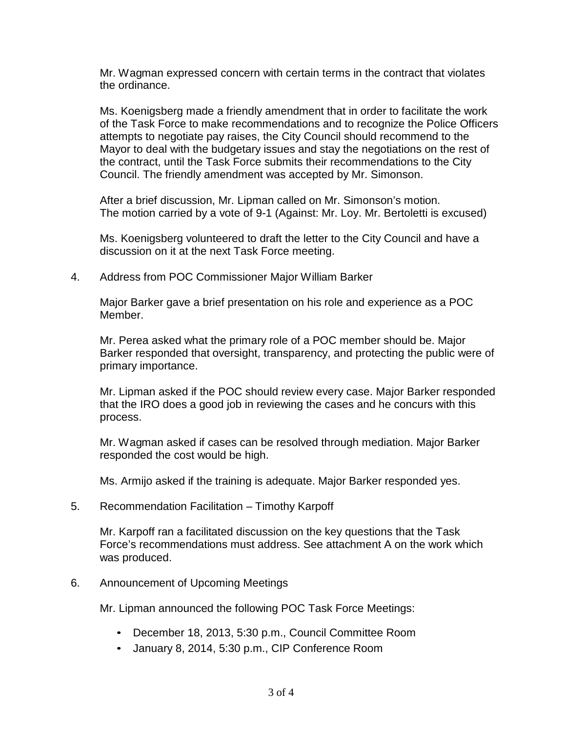Mr. Wagman expressed concern with certain terms in the contract that violates the ordinance.

Ms. Koenigsberg made a friendly amendment that in order to facilitate the work of the Task Force to make recommendations and to recognize the Police Officers attempts to negotiate pay raises, the City Council should recommend to the Mayor to deal with the budgetary issues and stay the negotiations on the rest of the contract, until the Task Force submits their recommendations to the City Council. The friendly amendment was accepted by Mr. Simonson.

After a brief discussion, Mr. Lipman called on Mr. Simonson's motion. The motion carried by a vote of 9-1 (Against: Mr. Loy. Mr. Bertoletti is excused)

Ms. Koenigsberg volunteered to draft the letter to the City Council and have a discussion on it at the next Task Force meeting.

4. Address from POC Commissioner Major William Barker

Major Barker gave a brief presentation on his role and experience as a POC Member.

Mr. Perea asked what the primary role of a POC member should be. Major Barker responded that oversight, transparency, and protecting the public were of primary importance.

Mr. Lipman asked if the POC should review every case. Major Barker responded that the IRO does a good job in reviewing the cases and he concurs with this process.

Mr. Wagman asked if cases can be resolved through mediation. Major Barker responded the cost would be high.

Ms. Armijo asked if the training is adequate. Major Barker responded yes.

5. Recommendation Facilitation – Timothy Karpoff

Mr. Karpoff ran a facilitated discussion on the key questions that the Task Force's recommendations must address. See attachment A on the work which was produced.

6. Announcement of Upcoming Meetings

Mr. Lipman announced the following POC Task Force Meetings:

- December 18, 2013, 5:30 p.m., Council Committee Room
- January 8, 2014, 5:30 p.m., CIP Conference Room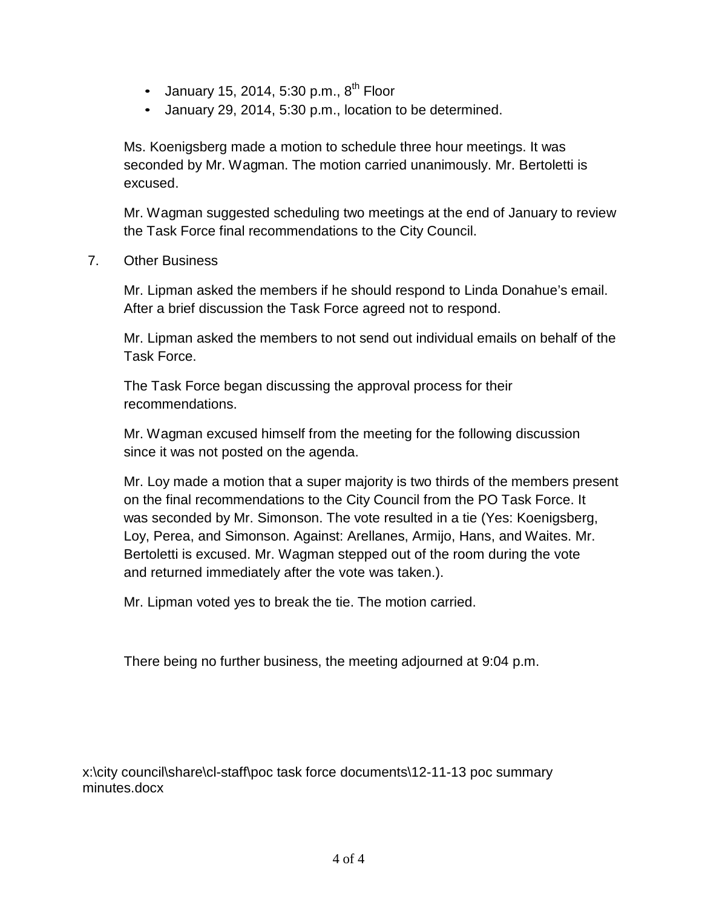- January 15, 2014, 5:30 p.m., 8th Floor
- January 29, 2014, 5:30 p.m., location to be determined.

Ms. Koenigsberg made a motion to schedule three hour meetings. It was seconded by Mr. Wagman. The motion carried unanimously. Mr. Bertoletti is excused.

Mr. Wagman suggested scheduling two meetings at the end of January to review the Task Force final recommendations to the City Council.

7. Other Business

Mr. Lipman asked the members if he should respond to Linda Donahue's email. After a brief discussion the Task Force agreed not to respond.

Mr. Lipman asked the members to not send out individual emails on behalf of the Task Force.

The Task Force began discussing the approval process for their recommendations.

Mr. Wagman excused himself from the meeting for the following discussion since it was not posted on the agenda.

Mr. Loy made a motion that a super majority is two thirds of the members present on the final recommendations to the City Council from the PO Task Force. It was seconded by Mr. Simonson. The vote resulted in a tie (Yes: Koenigsberg, Loy, Perea, and Simonson. Against: Arellanes, Armijo, Hans, and Waites. Mr. Bertoletti is excused. Mr. Wagman stepped out of the room during the vote and returned immediately after the vote was taken.).

Mr. Lipman voted yes to break the tie. The motion carried.

There being no further business, the meeting adjourned at 9:04 p.m.

x:\city council\share\cl-staff\poc task force documents\12-11-13 poc summary minutes.docx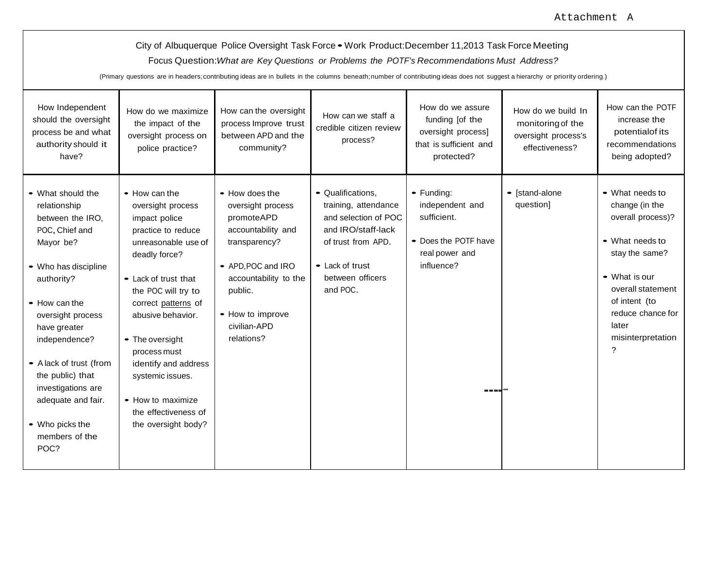Attachment A

City of Albuquerque Police Oversight Task Force • Work Product: December 11, 2013 Task Force Meeting

Focus Question: *What are Key Questions or Problems the POTF's Recommendations Must Address?*

(Primary questions are in headers; contributing ideas are in bullets in the columns beneath; number of contributing ideas does not suggest a hierarchy or priority ordering.)

| How Independent should the oversight process be and what authority should it have? | How do we maximize the impact of the oversight process on police practice? | How can the oversight process Improve trust between APD and the community? | How can we staff a credible citizen review process? | How do we assure funding [of the oversight process] that is sufficient and protected? | How do we build In monitoring of the oversight process's effectiveness? | How can the POTF increase the potential of its recommendations being adopted? |
|---|---|---|---|---|---|---|
| • What should the relationship between the IRO, POC, Chief and Mayor be?<br><br>• Who has discipline authority?<br><br>• How can the oversight process have greater independence?<br><br>• A lack of trust (from the public) that investigations are adequate and fair.<br><br>• Who picks the members of the POC? | • How can the oversight process impact police practice to reduce unreasonable use of deadly force?<br><br>• Lack of trust that the POC will try to correct <u>patterns</u> of abusive behavior.<br><br>• The oversight process must identify and address systemic issues.<br><br>• How to maximize the effectiveness of the oversight body? | • How does the oversight process promote APD accountability and transparency?<br><br>• APD, POC and IRO accountability to the public.<br><br>• How to improve civilian-APD relations? | • Qualifications, training, attendance and selection of POC and IRO/staff-lack of trust from APD.<br><br>• Lack of trust between officers and POC. | • Funding: independent and sufficient.<br><br>• Does the POTF have real power and influence? | • [stand-alone question] | • What needs to change (in the overall process)?<br><br>• What needs to stay the same?<br><br>• What is our overall statement of intent (to reduce chance for later misinterpretation? |